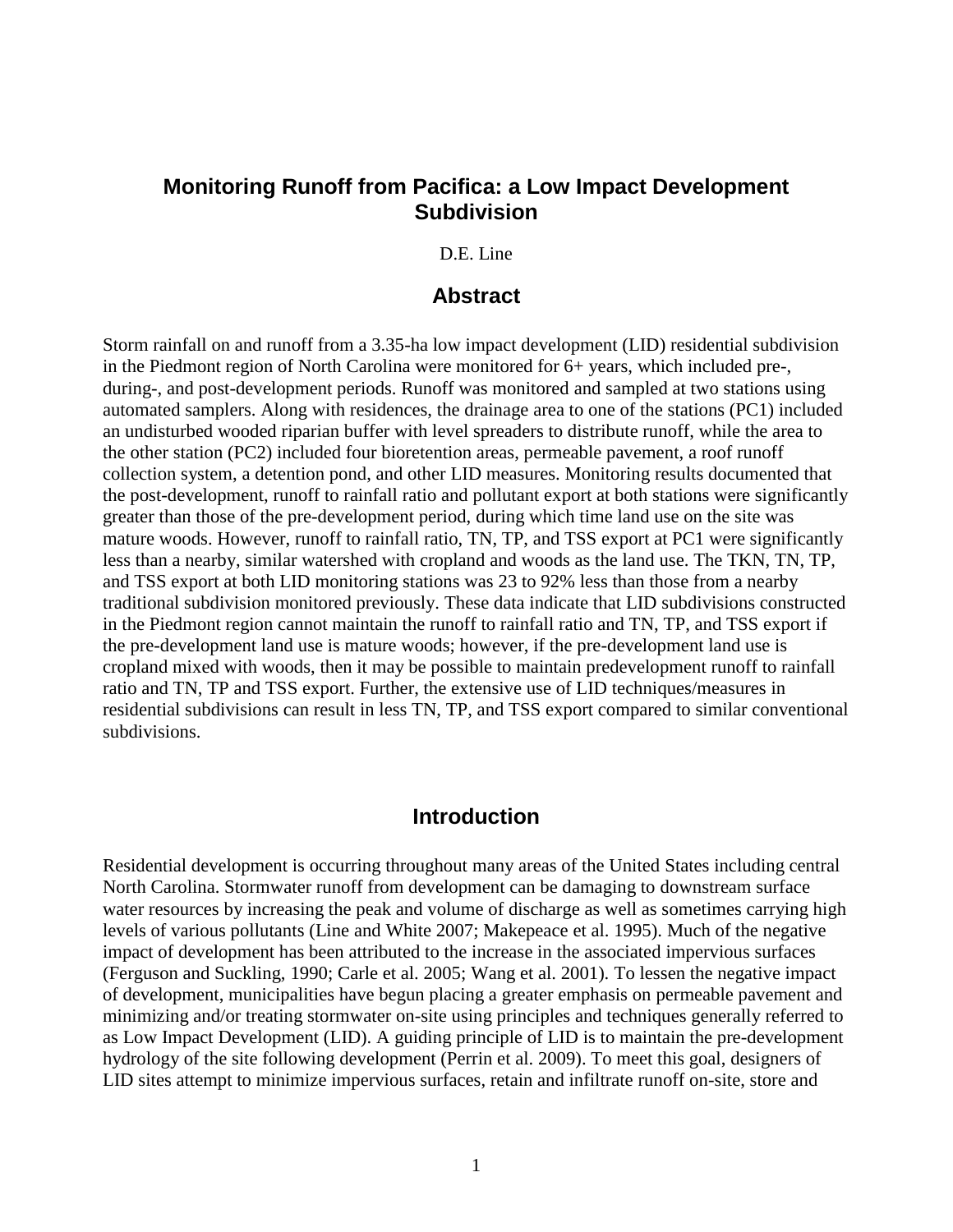# Monitoring Runoff from Pacifica: a Low Impact Development Subdivision

D.E. Line

## Abstract

Storm rainfall on and runoff from a 3.35-ha low impact development (LID) residential subdivision in the Piedmont region of North Carolina were monitored for 6+ years, which included pre-, during-, and post-development periods. Runoff was monitored and sampled at two stations using automated samplers. Along with residences, the drainage area to one of the stations (PC1) included an undisturbed wooded riparian buffer with level spreaders to distribute runoff, while the area to the other station (PC2) included four bioretention areas, permeable pavement, a roof runoff collection system, a detention pond, and other LID measures. Monitoring results documented that the post-development, runoff to rainfall ratio and pollutant export at both stations were significantly greater than those of the pre-development period, during which time land use on the site was mature woods. However, runoff to rainfall ratio, TN, TP, and TSS export at PC1 were significantly less than a nearby, similar watershed with cropland and woods as the land use. The TKN, TN, TP, and TSS export at both LID monitoring stations was 23 to 92% less than those from a nearby traditional subdivision monitored previously. These data indicate that LID subdivisions constructed in the Piedmont region cannot maintain the runoff to rainfall ratio and TN, TP, and TSS export if the pre-development land use is mature woods; however, if the pre-development land use is cropland mixed with woods, then it may be possible to maintain predevelopment runoff to rainfall ratio and TN, TP and TSS export. Further, the extensive use of LID techniques/measures in residential subdivisions can result in less TN, TP, and TSS export compared to similar conventional subdivisions.

## Introduction

Residential development is occurring throughout many areas of the United States including central North Carolina. Stormwater runoff from development can be damaging to downstream surface water resources by increasing the peak and volume of discharge as well as sometimes carrying high levels of various pollutants (Line and White 2007; Makepeace et al. 1995). Much of the negative impact of development has been attributed to the increase in the associated impervious surfaces (Ferguson and Suckling, 1990; Carle et al. 2005; Wang et al. 2001). To lessen the negative impact of development, municipalities have begun placing a greater emphasis on permeable pavement and minimizing and/or treating stormwater on-site using principles and techniques generally referred to as Low Impact Development (LID). A guiding principle of LID is to maintain the pre-development hydrology of the site following development (Perrin et al. 2009). To meet this goal, designers of LID sites attempt to minimize impervious surfaces, retain and infiltrate runoff on-site, store and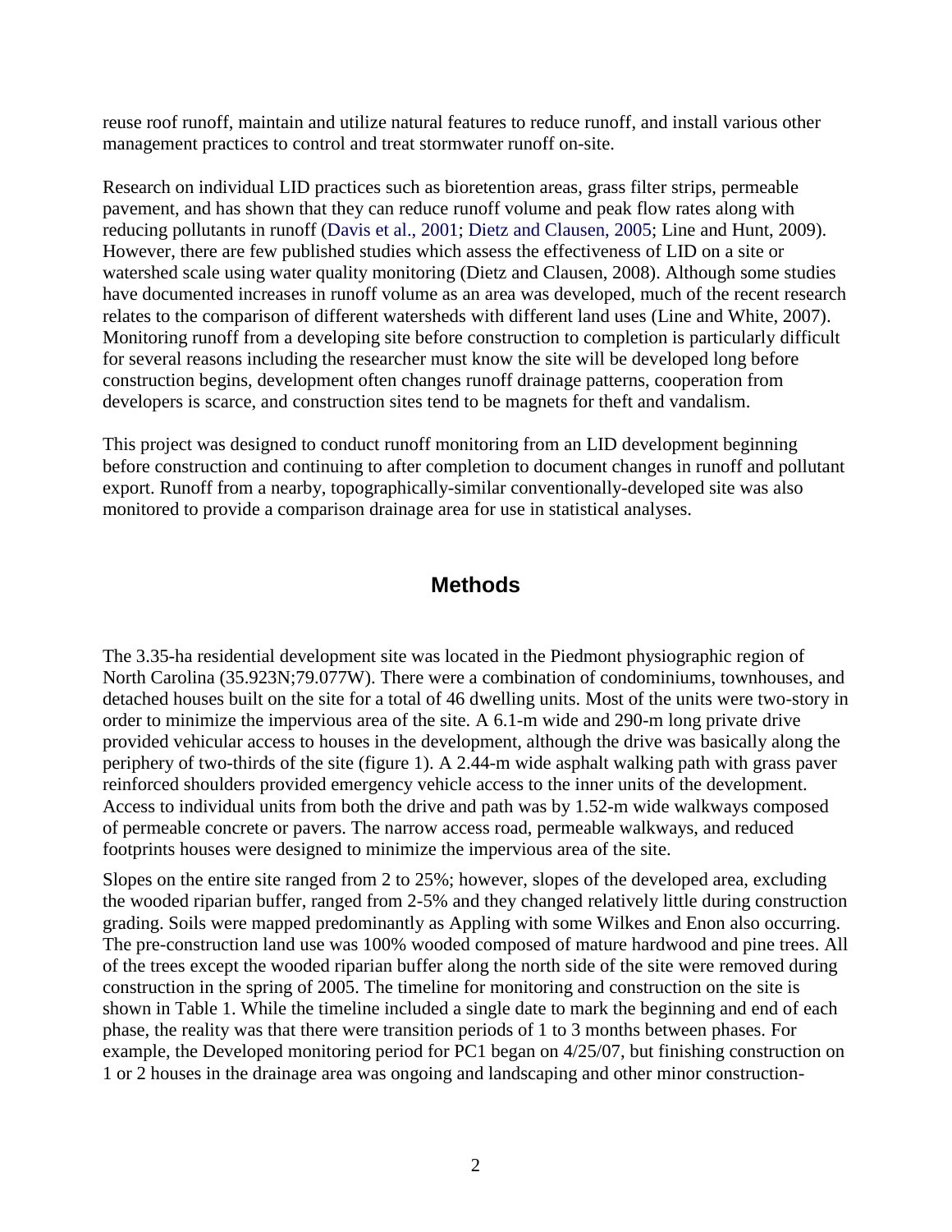reuse roof runoff, maintain and utilize natural features to reduce runoff, and install various other management practices to control and treat stormwater runoff on-site.

Research on individual LID practices such as bioretention areas, grass filter strips, permeable pavement, and has shown that they can reduce runoff volume and peak flow rates along with reducing pollutants in runoff (Davis et al., 2001; Dietz and Clausen, 2005; Line and Hunt, 2009). However, there are few published studies which assess the effectiveness of LID on a site or watershed scale using water quality monitoring (Dietz and Clausen, 2008). Although some studies have documented increases in runoff volume as an area was developed, much of the recent research relates to the comparison of different watersheds with different land uses (Line and White, 2007). Monitoring runoff from a developing site before construction to completion is particularly difficult for several reasons including the researcher must know the site will be developed long before construction begins, development often changes runoff drainage patterns, cooperation from developers is scarce, and construction sites tend to be magnets for theft and vandalism.

This project was designed to conduct runoff monitoring from an LID development beginning before construction and continuing to after completion to document changes in runoff and pollutant export. Runoff from a nearby, topographically-similar conventionally-developed site was also monitored to provide a comparison drainage area for use in statistical analyses.

## Methods

The 3.35-ha residential development site was located in the Piedmont physiographic region of North Carolina (35.923N;79.077W). There were a combination of condominiums, townhouses, and detached houses built on the site for a total of 46 dwelling units. Most of the units were two-story in order to minimize the impervious area of the site. A 6.1-m wide and 290-m long private drive provided vehicular access to houses in the development, although the drive was basically along the periphery of two-thirds of the site (figure 1). A 2.44-m wide asphalt walking path with grass paver reinforced shoulders provided emergency vehicle access to the inner units of the development. Access to individual units from both the drive and path was by 1.52-m wide walkways composed of permeable concrete or pavers. The narrow access road, permeable walkways, and reduced footprints houses were designed to minimize the impervious area of the site.

Slopes on the entire site ranged from 2 to 25%; however, slopes of the developed area, excluding the wooded riparian buffer, ranged from 2-5% and they changed relatively little during construction grading. Soils were mapped predominantly as Appling with some Wilkes and Enon also occurring. The pre-construction land use was 100% wooded composed of mature hardwood and pine trees. All of the trees except the wooded riparian buffer along the north side of the site were removed during construction in the spring of 2005. The timeline for monitoring and construction on the site is shown in Table 1. While the timeline included a single date to mark the beginning and end of each phase, the reality was that there were transition periods of 1 to 3 months between phases. For example, the Developed monitoring period for PC1 began on 4/25/07, but finishing construction on 1 or 2 houses in the drainage area was ongoing and landscaping and other minor construction-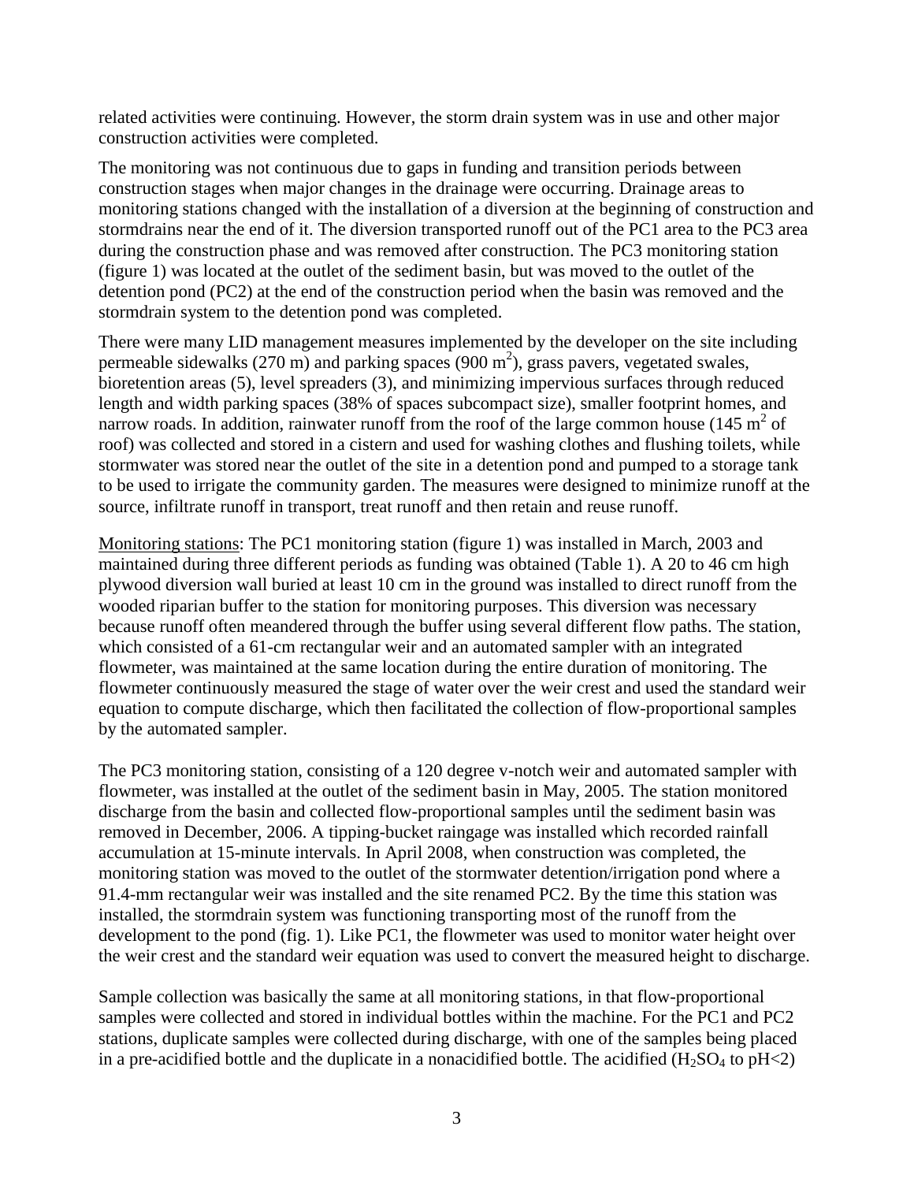related activities were continuing. However, the storm drain system was in use and other major construction activities were completed.

The monitoring was not continuous due to gaps in funding and transition periods between construction stages when major changes in the drainage were occurring. Drainage areas to monitoring stations changed with the installation of a diversion at the beginning of construction and stormdrains near the end of it. The diversion transported runoff out of the PC1 area to the PC3 area during the construction phase and was removed after construction. The PC3 monitoring station (figure 1) was located at the outlet of the sediment basin, but was moved to the outlet of the detention pond (PC2) at the end of the construction period when the basin was removed and the stormdrain system to the detention pond was completed.

There were many LID management measures implemented by the developer on the site including permeable sidewalks (270 m) and parking spaces (900 $m^2$), grass pavers, vegetated swales, bioretention areas (5), level spreaders (3), and minimizing impervious surfaces through reduced length and width parking spaces (38% of spaces subcompact size), smaller footprint homes, and narrow roads. In addition, rainwater runoff from the roof of the large common house (145 $m^2$ of roof) was collected and stored in a cistern and used for washing clothes and flushing toilets, while stormwater was stored near the outlet of the site in a detention pond and pumped to a storage tank to be used to irrigate the community garden. The measures were designed to minimize runoff at the source, infiltrate runoff in transport, treat runoff and then retain and reuse runoff.

<u>Monitoring stations</u>: The PC1 monitoring station (figure 1) was installed in March, 2003 and maintained during three different periods as funding was obtained (Table 1). A 20 to 46 cm high plywood diversion wall buried at least 10 cm in the ground was installed to direct runoff from the wooded riparian buffer to the station for monitoring purposes. This diversion was necessary because runoff often meandered through the buffer using several different flow paths. The station, which consisted of a 61-cm rectangular weir and an automated sampler with an integrated flowmeter, was maintained at the same location during the entire duration of monitoring. The flowmeter continuously measured the stage of water over the weir crest and used the standard weir equation to compute discharge, which then facilitated the collection of flow-proportional samples by the automated sampler.

The PC3 monitoring station, consisting of a 120 degree v-notch weir and automated sampler with flowmeter, was installed at the outlet of the sediment basin in May, 2005. The station monitored discharge from the basin and collected flow-proportional samples until the sediment basin was removed in December, 2006. A tipping-bucket raingage was installed which recorded rainfall accumulation at 15-minute intervals. In April 2008, when construction was completed, the monitoring station was moved to the outlet of the stormwater detention/irrigation pond where a 91.4-mm rectangular weir was installed and the site renamed PC2. By the time this station was installed, the stormdrain system was functioning transporting most of the runoff from the development to the pond (fig. 1). Like PC1, the flowmeter was used to monitor water height over the weir crest and the standard weir equation was used to convert the measured height to discharge.

Sample collection was basically the same at all monitoring stations, in that flow-proportional samples were collected and stored in individual bottles within the machine. For the PC1 and PC2 stations, duplicate samples were collected during discharge, with one of the samples being placed in a pre-acidified bottle and the duplicate in a nonacidified bottle. The acidified ($H_2SO_4$ to pH<2)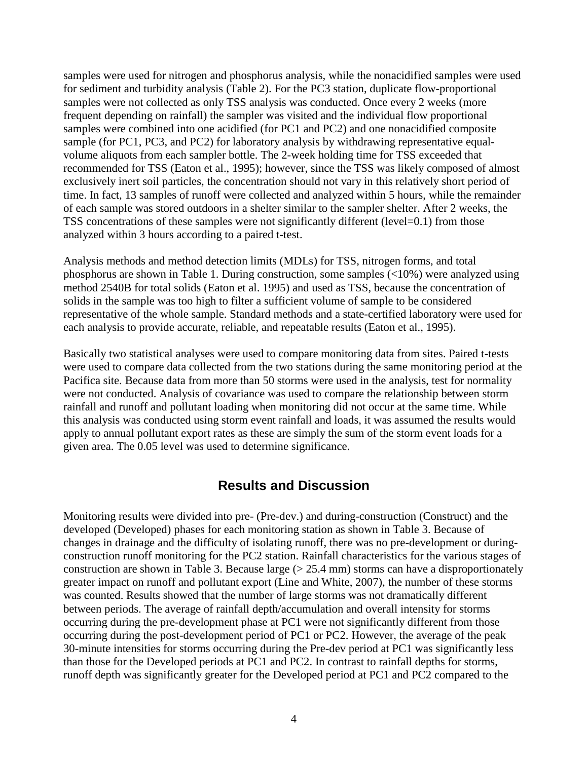samples were used for nitrogen and phosphorus analysis, while the nonacidified samples were used for sediment and turbidity analysis (Table 2). For the PC3 station, duplicate flow-proportional samples were not collected as only TSS analysis was conducted. Once every 2 weeks (more frequent depending on rainfall) the sampler was visited and the individual flow proportional samples were combined into one acidified (for PC1 and PC2) and one nonacidified composite sample (for PC1, PC3, and PC2) for laboratory analysis by withdrawing representative equal-volume aliquots from each sampler bottle. The 2-week holding time for TSS exceeded that recommended for TSS (Eaton et al., 1995); however, since the TSS was likely composed of almost exclusively inert soil particles, the concentration should not vary in this relatively short period of time. In fact, 13 samples of runoff were collected and analyzed within 5 hours, while the remainder of each sample was stored outdoors in a shelter similar to the sampler shelter. After 2 weeks, the TSS concentrations of these samples were not significantly different (level=0.1) from those analyzed within 3 hours according to a paired t-test.

Analysis methods and method detection limits (MDLs) for TSS, nitrogen forms, and total phosphorus are shown in Table 1. During construction, some samples (<10%) were analyzed using method 2540B for total solids (Eaton et al. 1995) and used as TSS, because the concentration of solids in the sample was too high to filter a sufficient volume of sample to be considered representative of the whole sample. Standard methods and a state-certified laboratory were used for each analysis to provide accurate, reliable, and repeatable results (Eaton et al., 1995).

Basically two statistical analyses were used to compare monitoring data from sites. Paired t-tests were used to compare data collected from the two stations during the same monitoring period at the Pacifica site. Because data from more than 50 storms were used in the analysis, test for normality were not conducted. Analysis of covariance was used to compare the relationship between storm rainfall and runoff and pollutant loading when monitoring did not occur at the same time. While this analysis was conducted using storm event rainfall and loads, it was assumed the results would apply to annual pollutant export rates as these are simply the sum of the storm event loads for a given area. The 0.05 level was used to determine significance.

## Results and Discussion

Monitoring results were divided into pre- (Pre-dev.) and during-construction (Construct) and the developed (Developed) phases for each monitoring station as shown in Table 3. Because of changes in drainage and the difficulty of isolating runoff, there was no pre-development or during-construction runoff monitoring for the PC2 station. Rainfall characteristics for the various stages of construction are shown in Table 3. Because large (> 25.4 mm) storms can have a disproportionately greater impact on runoff and pollutant export (Line and White, 2007), the number of these storms was counted. Results showed that the number of large storms was not dramatically different between periods. The average of rainfall depth/accumulation and overall intensity for storms occurring during the pre-development phase at PC1 were not significantly different from those occurring during the post-development period of PC1 or PC2. However, the average of the peak 30-minute intensities for storms occurring during the Pre-dev period at PC1 was significantly less than those for the Developed periods at PC1 and PC2. In contrast to rainfall depths for storms, runoff depth was significantly greater for the Developed period at PC1 and PC2 compared to the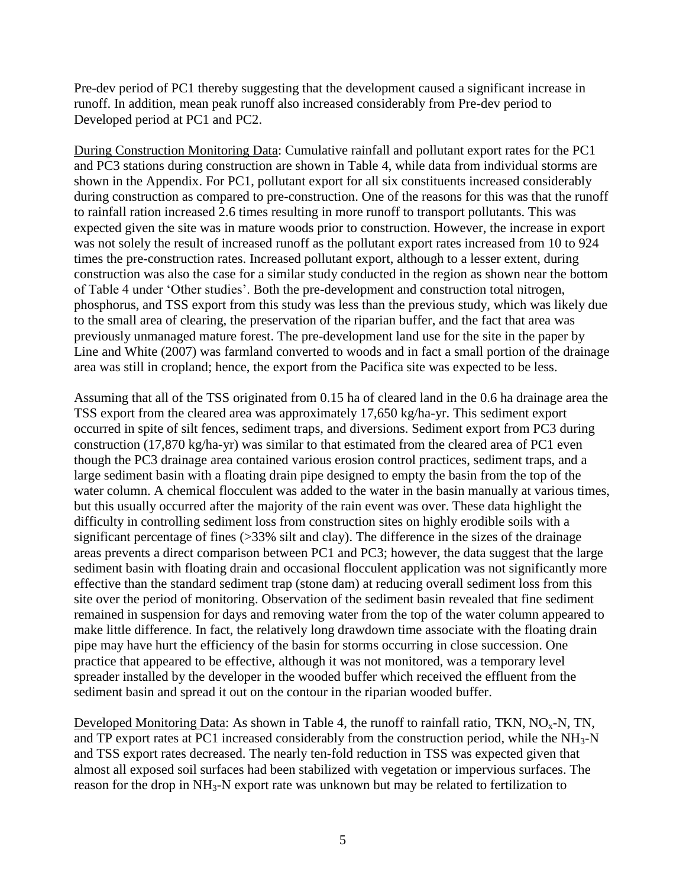Pre-dev period of PC1 thereby suggesting that the development caused a significant increase in runoff. In addition, mean peak runoff also increased considerably from Pre-dev period to Developed period at PC1 and PC2.

During Construction Monitoring Data: Cumulative rainfall and pollutant export rates for the PC1 and PC3 stations during construction are shown in Table 4, while data from individual storms are shown in the Appendix. For PC1, pollutant export for all six constituents increased considerably during construction as compared to pre-construction. One of the reasons for this was that the runoff to rainfall ration increased 2.6 times resulting in more runoff to transport pollutants. This was expected given the site was in mature woods prior to construction. However, the increase in export was not solely the result of increased runoff as the pollutant export rates increased from 10 to 924 times the pre-construction rates. Increased pollutant export, although to a lesser extent, during construction was also the case for a similar study conducted in the region as shown near the bottom of Table 4 under 'Other studies'. Both the pre-development and construction total nitrogen, phosphorus, and TSS export from this study was less than the previous study, which was likely due to the small area of clearing, the preservation of the riparian buffer, and the fact that area was previously unmanaged mature forest. The pre-development land use for the site in the paper by Line and White (2007) was farmland converted to woods and in fact a small portion of the drainage area was still in cropland; hence, the export from the Pacifica site was expected to be less.

Assuming that all of the TSS originated from 0.15 ha of cleared land in the 0.6 ha drainage area the TSS export from the cleared area was approximately 17,650 kg/ha-yr. This sediment export occurred in spite of silt fences, sediment traps, and diversions. Sediment export from PC3 during construction (17,870 kg/ha-yr) was similar to that estimated from the cleared area of PC1 even though the PC3 drainage area contained various erosion control practices, sediment traps, and a large sediment basin with a floating drain pipe designed to empty the basin from the top of the water column. A chemical flocculent was added to the water in the basin manually at various times, but this usually occurred after the majority of the rain event was over. These data highlight the difficulty in controlling sediment loss from construction sites on highly erodible soils with a significant percentage of fines (>33% silt and clay). The difference in the sizes of the drainage areas prevents a direct comparison between PC1 and PC3; however, the data suggest that the large sediment basin with floating drain and occasional flocculent application was not significantly more effective than the standard sediment trap (stone dam) at reducing overall sediment loss from this site over the period of monitoring. Observation of the sediment basin revealed that fine sediment remained in suspension for days and removing water from the top of the water column appeared to make little difference. In fact, the relatively long drawdown time associate with the floating drain pipe may have hurt the efficiency of the basin for storms occurring in close succession. One practice that appeared to be effective, although it was not monitored, was a temporary level spreader installed by the developer in the wooded buffer which received the effluent from the sediment basin and spread it out on the contour in the riparian wooded buffer.

Developed Monitoring Data: As shown in Table 4, the runoff to rainfall ratio, TKN, $NO_x$-N, TN, and TP export rates at PC1 increased considerably from the construction period, while the $NH_3$-N and TSS export rates decreased. The nearly ten-fold reduction in TSS was expected given that almost all exposed soil surfaces had been stabilized with vegetation or impervious surfaces. The reason for the drop in $NH_3$-N export rate was unknown but may be related to fertilization to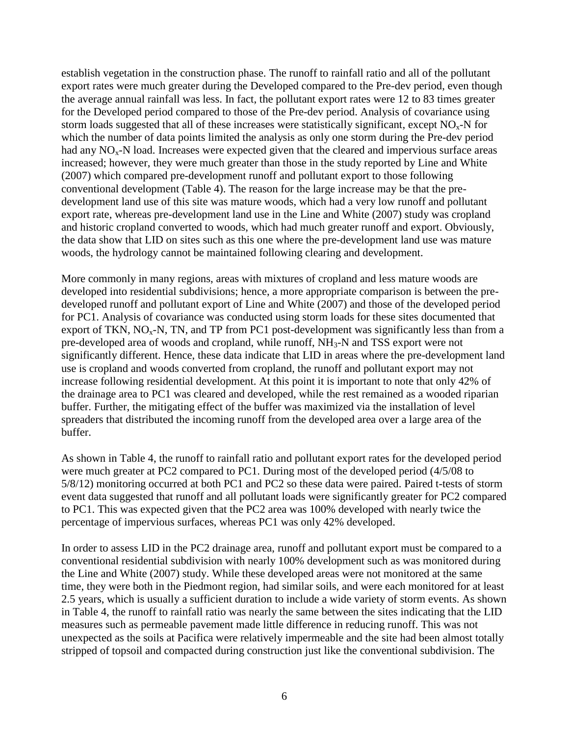establish vegetation in the construction phase. The runoff to rainfall ratio and all of the pollutant export rates were much greater during the Developed compared to the Pre-dev period, even though the average annual rainfall was less. In fact, the pollutant export rates were 12 to 83 times greater for the Developed period compared to those of the Pre-dev period. Analysis of covariance using storm loads suggested that all of these increases were statistically significant, except $NO_x$-N for which the number of data points limited the analysis as only one storm during the Pre-dev period had any $NO_x$-N load. Increases were expected given that the cleared and impervious surface areas increased; however, they were much greater than those in the study reported by Line and White (2007) which compared pre-development runoff and pollutant export to those following conventional development (Table 4). The reason for the large increase may be that the pre-development land use of this site was mature woods, which had a very low runoff and pollutant export rate, whereas pre-development land use in the Line and White (2007) study was cropland and historic cropland converted to woods, which had much greater runoff and export. Obviously, the data show that LID on sites such as this one where the pre-development land use was mature woods, the hydrology cannot be maintained following clearing and development.

More commonly in many regions, areas with mixtures of cropland and less mature woods are developed into residential subdivisions; hence, a more appropriate comparison is between the pre-developed runoff and pollutant export of Line and White (2007) and those of the developed period for PC1. Analysis of covariance was conducted using storm loads for these sites documented that export of TKN, $NO_x$-N, TN, and TP from PC1 post-development was significantly less than from a pre-developed area of woods and cropland, while runoff, $NH_3$-N and TSS export were not significantly different. Hence, these data indicate that LID in areas where the pre-development land use is cropland and woods converted from cropland, the runoff and pollutant export may not increase following residential development. At this point it is important to note that only 42% of the drainage area to PC1 was cleared and developed, while the rest remained as a wooded riparian buffer. Further, the mitigating effect of the buffer was maximized via the installation of level spreaders that distributed the incoming runoff from the developed area over a large area of the buffer.

As shown in Table 4, the runoff to rainfall ratio and pollutant export rates for the developed period were much greater at PC2 compared to PC1. During most of the developed period (4/5/08 to 5/8/12) monitoring occurred at both PC1 and PC2 so these data were paired. Paired t-tests of storm event data suggested that runoff and all pollutant loads were significantly greater for PC2 compared to PC1. This was expected given that the PC2 area was 100% developed with nearly twice the percentage of impervious surfaces, whereas PC1 was only 42% developed.

In order to assess LID in the PC2 drainage area, runoff and pollutant export must be compared to a conventional residential subdivision with nearly 100% development such as was monitored during the Line and White (2007) study. While these developed areas were not monitored at the same time, they were both in the Piedmont region, had similar soils, and were each monitored for at least 2.5 years, which is usually a sufficient duration to include a wide variety of storm events. As shown in Table 4, the runoff to rainfall ratio was nearly the same between the sites indicating that the LID measures such as permeable pavement made little difference in reducing runoff. This was not unexpected as the soils at Pacifica were relatively impermeable and the site had been almost totally stripped of topsoil and compacted during construction just like the conventional subdivision. The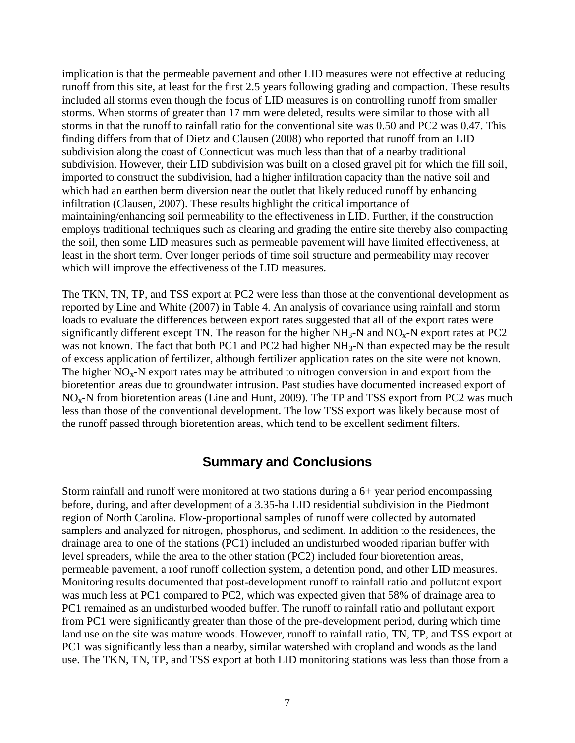implication is that the permeable pavement and other LID measures were not effective at reducing runoff from this site, at least for the first 2.5 years following grading and compaction. These results included all storms even though the focus of LID measures is on controlling runoff from smaller storms. When storms of greater than 17 mm were deleted, results were similar to those with all storms in that the runoff to rainfall ratio for the conventional site was 0.50 and PC2 was 0.47. This finding differs from that of Dietz and Clausen (2008) who reported that runoff from an LID subdivision along the coast of Connecticut was much less than that of a nearby traditional subdivision. However, their LID subdivision was built on a closed gravel pit for which the fill soil, imported to construct the subdivision, had a higher infiltration capacity than the native soil and which had an earthen berm diversion near the outlet that likely reduced runoff by enhancing infiltration (Clausen, 2007). These results highlight the critical importance of maintaining/enhancing soil permeability to the effectiveness in LID. Further, if the construction employs traditional techniques such as clearing and grading the entire site thereby also compacting the soil, then some LID measures such as permeable pavement will have limited effectiveness, at least in the short term. Over longer periods of time soil structure and permeability may recover which will improve the effectiveness of the LID measures.

The TKN, TN, TP, and TSS export at PC2 were less than those at the conventional development as reported by Line and White (2007) in Table 4. An analysis of covariance using rainfall and storm loads to evaluate the differences between export rates suggested that all of the export rates were significantly different except TN. The reason for the higher $NH_3$-N and $NO_x$-N export rates at PC2 was not known. The fact that both PC1 and PC2 had higher $NH_3$-N than expected may be the result of excess application of fertilizer, although fertilizer application rates on the site were not known. The higher $NO_x$-N export rates may be attributed to nitrogen conversion in and export from the bioretention areas due to groundwater intrusion. Past studies have documented increased export of $NO_x$-N from bioretention areas (Line and Hunt, 2009). The TP and TSS export from PC2 was much less than those of the conventional development. The low TSS export was likely because most of the runoff passed through bioretention areas, which tend to be excellent sediment filters.

## Summary and Conclusions

Storm rainfall and runoff were monitored at two stations during a 6+ year period encompassing before, during, and after development of a 3.35-ha LID residential subdivision in the Piedmont region of North Carolina. Flow-proportional samples of runoff were collected by automated samplers and analyzed for nitrogen, phosphorus, and sediment. In addition to the residences, the drainage area to one of the stations (PC1) included an undisturbed wooded riparian buffer with level spreaders, while the area to the other station (PC2) included four bioretention areas, permeable pavement, a roof runoff collection system, a detention pond, and other LID measures. Monitoring results documented that post-development runoff to rainfall ratio and pollutant export was much less at PC1 compared to PC2, which was expected given that 58% of drainage area to PC1 remained as an undisturbed wooded buffer. The runoff to rainfall ratio and pollutant export from PC1 were significantly greater than those of the pre-development period, during which time land use on the site was mature woods. However, runoff to rainfall ratio, TN, TP, and TSS export at PC1 was significantly less than a nearby, similar watershed with cropland and woods as the land use. The TKN, TN, TP, and TSS export at both LID monitoring stations was less than those from a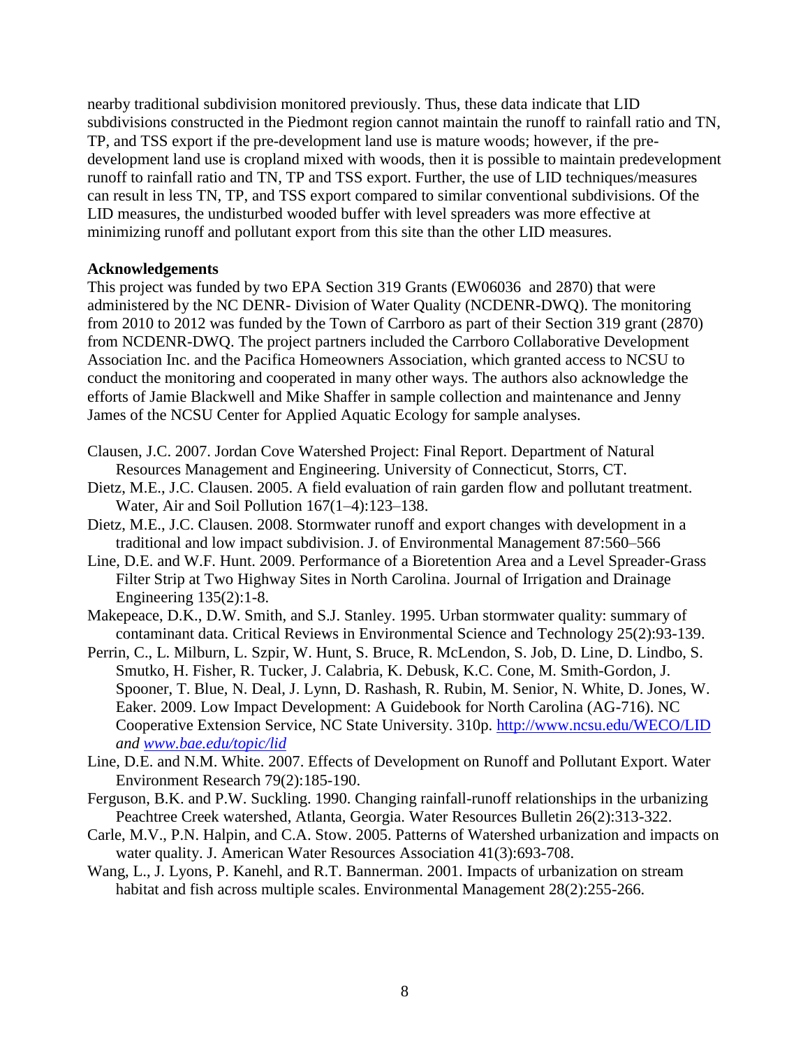nearby traditional subdivision monitored previously. Thus, these data indicate that LID subdivisions constructed in the Piedmont region cannot maintain the runoff to rainfall ratio and TN, TP, and TSS export if the pre-development land use is mature woods; however, if the pre-development land use is cropland mixed with woods, then it is possible to maintain predevelopment runoff to rainfall ratio and TN, TP and TSS export. Further, the use of LID techniques/measures can result in less TN, TP, and TSS export compared to similar conventional subdivisions. Of the LID measures, the undisturbed wooded buffer with level spreaders was more effective at minimizing runoff and pollutant export from this site than the other LID measures.

**Acknowledgements**

This project was funded by two EPA Section 319 Grants (EW06036 and 2870) that were administered by the NC DENR- Division of Water Quality (NCDENR-DWQ). The monitoring from 2010 to 2012 was funded by the Town of Carrboro as part of their Section 319 grant (2870) from NCDENR-DWQ. The project partners included the Carrboro Collaborative Development Association Inc. and the Pacifica Homeowners Association, which granted access to NCSU to conduct the monitoring and cooperated in many other ways. The authors also acknowledge the efforts of Jamie Blackwell and Mike Shaffer in sample collection and maintenance and Jenny James of the NCSU Center for Applied Aquatic Ecology for sample analyses.

Clausen, J.C. 2007. Jordan Cove Watershed Project: Final Report. Department of Natural Resources Management and Engineering. University of Connecticut, Storrs, CT.

Dietz, M.E., J.C. Clausen. 2005. A field evaluation of rain garden flow and pollutant treatment. Water, Air and Soil Pollution 167(1–4):123–138.

Dietz, M.E., J.C. Clausen. 2008. Stormwater runoff and export changes with development in a traditional and low impact subdivision. J. of Environmental Management 87:560–566

Line, D.E. and W.F. Hunt. 2009. Performance of a Bioretention Area and a Level Spreader-Grass Filter Strip at Two Highway Sites in North Carolina. Journal of Irrigation and Drainage Engineering 135(2):1-8.

Makepeace, D.K., D.W. Smith, and S.J. Stanley. 1995. Urban stormwater quality: summary of contaminant data. Critical Reviews in Environmental Science and Technology 25(2):93-139.

Perrin, C., L. Milburn, L. Szpir, W. Hunt, S. Bruce, R. McLendon, S. Job, D. Line, D. Lindbo, S. Smutko, H. Fisher, R. Tucker, J. Calabria, K. Debusk, K.C. Cone, M. Smith-Gordon, J. Spooner, T. Blue, N. Deal, J. Lynn, D. Rashash, R. Rubin, M. Senior, N. White, D. Jones, W. Eaker. 2009. Low Impact Development: A Guidebook for North Carolina (AG-716). NC Cooperative Extension Service, NC State University. 310p. http://www.ncsu.edu/WECO/LID *and www.bae.edu/topic/lid*

Line, D.E. and N.M. White. 2007. Effects of Development on Runoff and Pollutant Export. Water Environment Research 79(2):185-190.

Ferguson, B.K. and P.W. Suckling. 1990. Changing rainfall-runoff relationships in the urbanizing Peachtree Creek watershed, Atlanta, Georgia. Water Resources Bulletin 26(2):313-322.

Carle, M.V., P.N. Halpin, and C.A. Stow. 2005. Patterns of Watershed urbanization and impacts on water quality. J. American Water Resources Association 41(3):693-708.

Wang, L., J. Lyons, P. Kanehl, and R.T. Bannerman. 2001. Impacts of urbanization on stream habitat and fish across multiple scales. Environmental Management 28(2):255-266.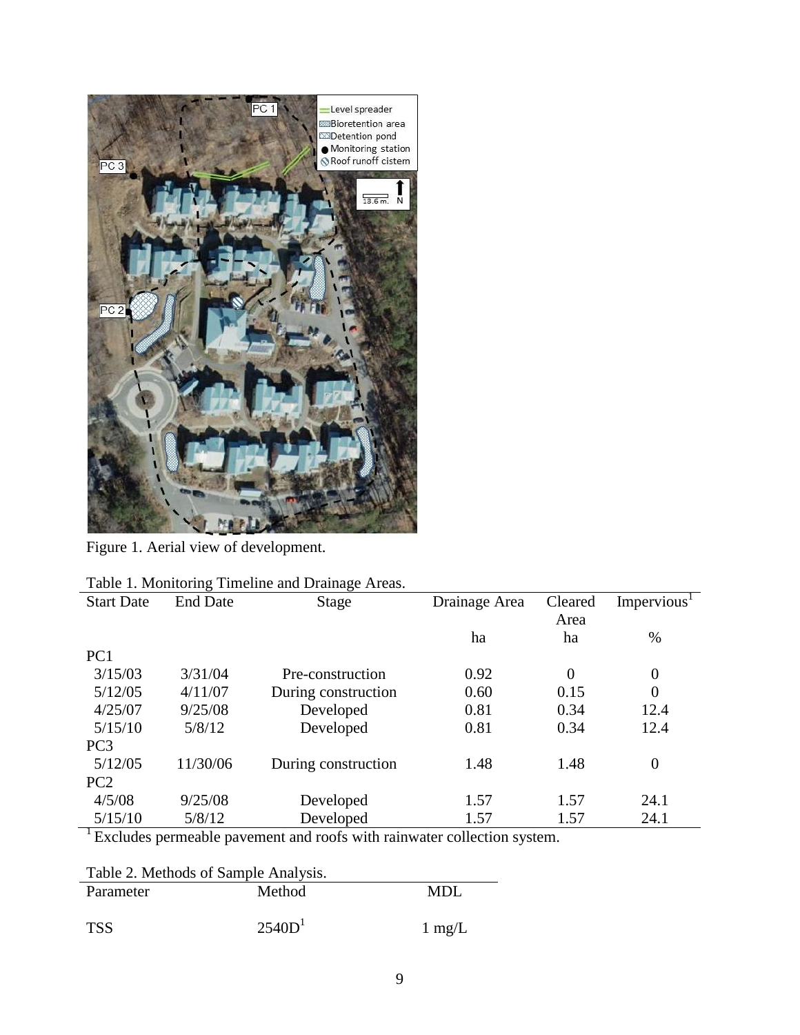Figure 1. Aerial view of development.

Table 1. Monitoring Timeline and Drainage Areas.

| Start Date | End Date | Stage | Drainage Area | Cleared Area | Impervious[1] |
|---|---|---|---|---|---|
| | | | ha | ha | % |
| PC1 | | | | | |
| 3/15/03 | 3/31/04 | Pre-construction | 0.92 | 0 | 0 |
| 5/12/05 | 4/11/07 | During construction | 0.60 | 0.15 | 0 |
| 4/25/07 | 9/25/08 | Developed | 0.81 | 0.34 | 12.4 |
| 5/15/10 | 5/8/12 | Developed | 0.81 | 0.34 | 12.4 |
| PC3 | | | | | |
| 5/12/05 | 11/30/06 | During construction | 1.48 | 1.48 | 0 |
| PC2 | | | | | |
| 4/5/08 | 9/25/08 | Developed | 1.57 | 1.57 | 24.1 |
| 5/15/10 | 5/8/12 | Developed | 1.57 | 1.57 | 24.1 |

[1] Excludes permeable pavement and roofs with rainwater collection system.

Table 2. Methods of Sample Analysis.

| Parameter | Method | MDL |
|---|---|---|
| TSS | 2540D[1] | 1 mg/L |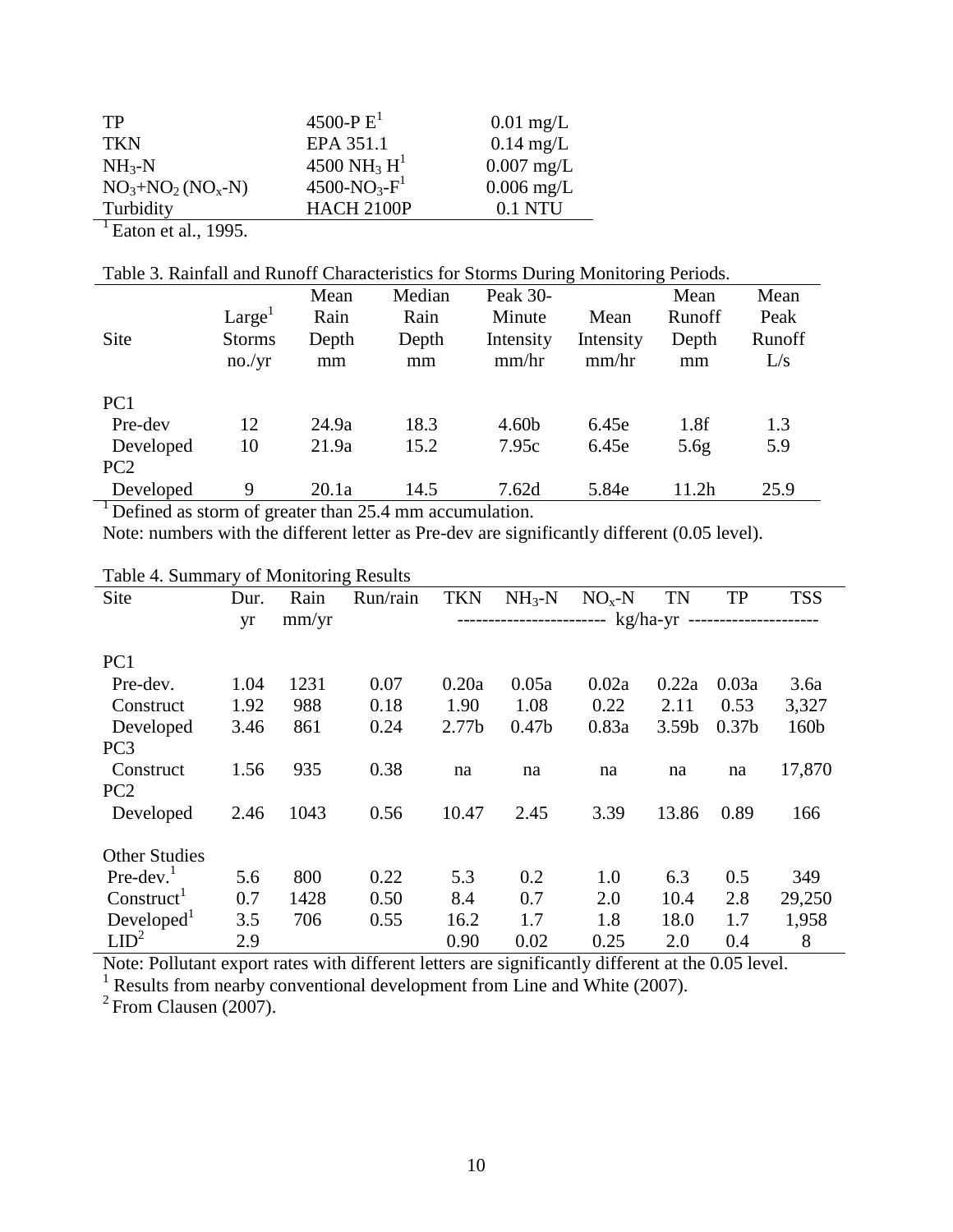| | | |
|---|---|---|
| TP | 4500-P E[1] | 0.01 mg/L |
| TKN | EPA 351.1 | 0.14 mg/L |
| $NH_3$-N | 4500 $NH_3$ H[1] | 0.007 mg/L |
| $NO_3$+$NO_2$ ($NO_x$-N) | 4500-$NO_3$-F[1] | 0.006 mg/L |
| Turbidity | HACH 2100P | 0.1 NTU |

[1] Eaton et al., 1995.

Table 3. Rainfall and Runoff Characteristics for Storms During Monitoring Periods.

| Site | Large[1] Storms no./yr | Mean Rain Depth mm | Median Rain Depth mm | Peak 30-Minute Intensity mm/hr | Mean Intensity mm/hr | Mean Runoff Depth mm | Mean Peak Runoff L/s |
|---|---|---|---|---|---|---|---|
| PC1 | | | | | | | |
| Pre-dev | 12 | 24.9a | 18.3 | 4.60b | 6.45e | 1.8f | 1.3 |
| Developed | 10 | 21.9a | 15.2 | 7.95c | 6.45e | 5.6g | 5.9 |
| PC2 | | | | | | | |
| Developed | 9 | 20.1a | 14.5 | 7.62d | 5.84e | 11.2h | 25.9 |

[1] Defined as storm of greater than 25.4 mm accumulation.

Note: numbers with the different letter as Pre-dev are significantly different (0.05 level).

Table 4. Summary of Monitoring Results

| Site | Dur. yr | Rain mm/yr | Run/rain | TKN | $NH_3$-N | $NO_x$-N | TN | TP | TSS |
|---|---|---|---|---|---|---|---|---|---|
| | | | | kg/ha-yr | | | | | |
| PC1 | | | | | | | | | |
| Pre-dev. | 1.04 | 1231 | 0.07 | 0.20a | 0.05a | 0.02a | 0.22a | 0.03a | 3.6a |
| Construct | 1.92 | 988 | 0.18 | 1.90 | 1.08 | 0.22 | 2.11 | 0.53 | 3,327 |
| Developed | 3.46 | 861 | 0.24 | 2.77b | 0.47b | 0.83a | 3.59b | 0.37b | 160b |
| PC3 | | | | | | | | | |
| Construct | 1.56 | 935 | 0.38 | na | na | na | na | na | 17,870 |
| PC2 | | | | | | | | | |
| Developed | 2.46 | 1043 | 0.56 | 10.47 | 2.45 | 3.39 | 13.86 | 0.89 | 166 |
| Other Studies | | | | | | | | | |
| Pre-dev.[1] | 5.6 | 800 | 0.22 | 5.3 | 0.2 | 1.0 | 6.3 | 0.5 | 349 |
| Construct[1] | 0.7 | 1428 | 0.50 | 8.4 | 0.7 | 2.0 | 10.4 | 2.8 | 29,250 |
| Developed[1] | 3.5 | 706 | 0.55 | 16.2 | 1.7 | 1.8 | 18.0 | 1.7 | 1,958 |
| LID[2] | 2.9 | | | 0.90 | 0.02 | 0.25 | 2.0 | 0.4 | 8 |

Note: Pollutant export rates with different letters are significantly different at the 0.05 level.

[1] Results from nearby conventional development from Line and White (2007).

[2] From Clausen (2007).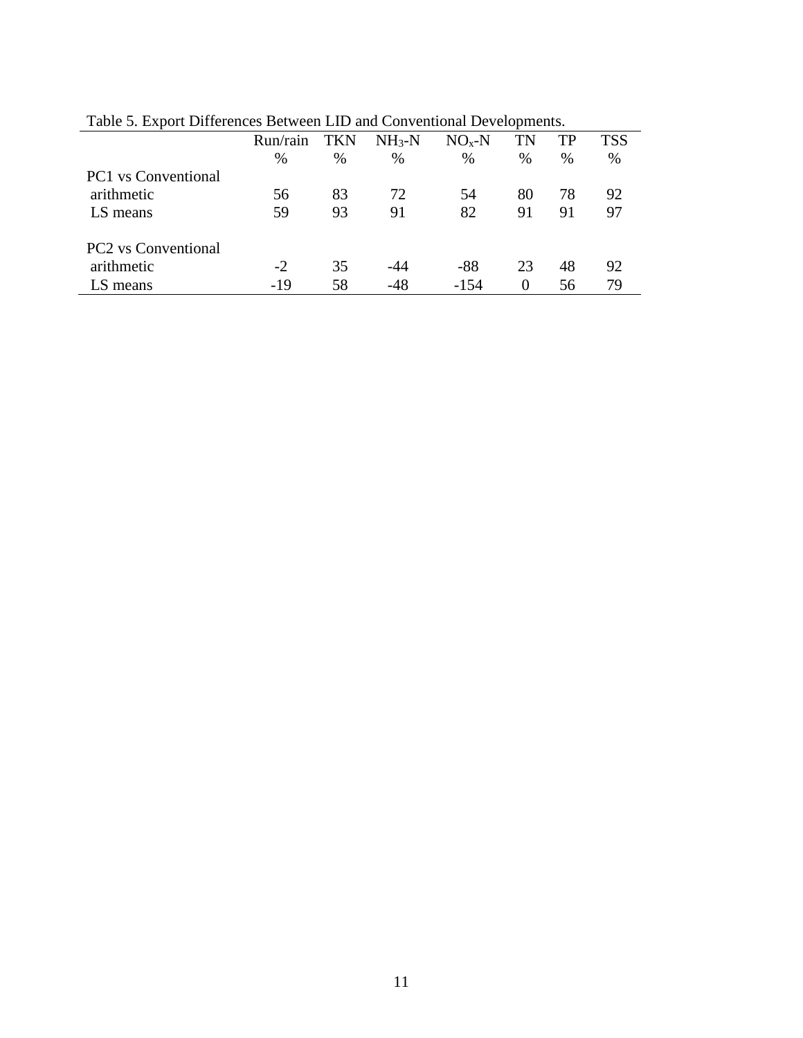Table 5. Export Differences Between LID and Conventional Developments.

| | Run/rain | TKN | $NH_3$-N | $NO_x$-N | TN | TP | TSS |
|---|---|---|---|---|---|---|---|
| | % | % | % | % | % | % | % |
| PC1 vs Conventional | | | | | | | |
| arithmetic | 56 | 83 | 72 | 54 | 80 | 78 | 92 |
| LS means | 59 | 93 | 91 | 82 | 91 | 91 | 97 |
| PC2 vs Conventional | | | | | | | |
| arithmetic | -2 | 35 | -44 | -88 | 23 | 48 | 92 |
| LS means | -19 | 58 | -48 | -154 | 0 | 56 | 79 |